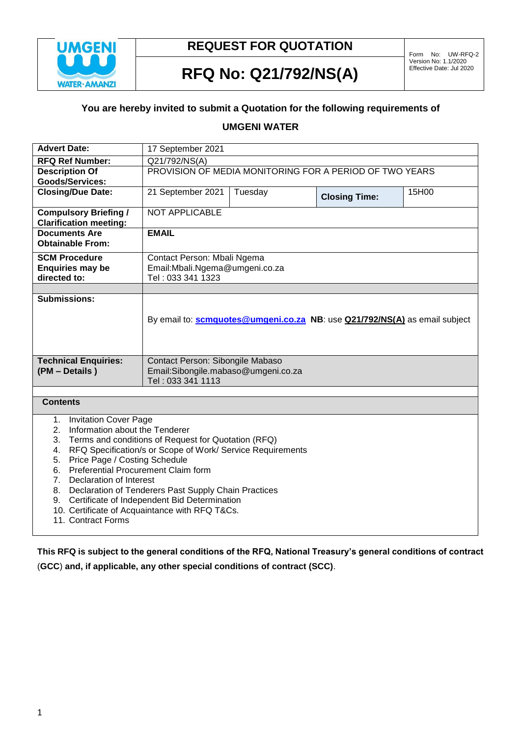| UMGENI WATER·AMANZI | REQUEST FOR QUOTATION | Form No: UW-RFQ-2 Version No: 1.1/2020 Effective Date: Jul 2020 |
|---|---|---|
| | **RFQ No: Q21/792/NS(A)** | |

**You are hereby invited to submit a Quotation for the following requirements of**

**UMGENI WATER**

| | | | | |
|---|---|---|---|---|
| **Advert Date:** | 17 September 2021 | | | |
| **RFQ Ref Number:** | Q21/792/NS(A) | | | |
| **Description Of Goods/Services:** | PROVISION OF MEDIA MONITORING FOR A PERIOD OF TWO YEARS | | | |
| **Closing/Due Date:** | 21 September 2021 | Tuesday | **Closing Time:** | 15H00 |
| **Compulsory Briefing / Clarification meeting:** | NOT APPLICABLE | | | |
| **Documents Are Obtainable From:** | **EMAIL** | | | |
| **SCM Procedure Enquiries may be directed to:** | Contact Person: Mbali Ngema<br>Email:Mbali.Ngema@umgeni.co.za<br>Tel : 033 341 1323 | | | |
| **Submissions:** | By email to: **scmquotes@umgeni.co.za** **NB**: use **Q21/792/NS(A)** as email subject | | | |
| **Technical Enquiries: (PM – Details )** | Contact Person: Sibongile Mabaso<br>Email:Sibongile.mabaso@umgeni.co.za<br>Tel : 033 341 1113 | | | |

**Contents**

1. Invitation Cover Page
2. Information about the Tenderer
3. Terms and conditions of Request for Quotation (RFQ)
4. RFQ Specification/s or Scope of Work/ Service Requirements
5. Price Page / Costing Schedule
6. Preferential Procurement Claim form
7. Declaration of Interest
8. Declaration of Tenderers Past Supply Chain Practices
9. Certificate of Independent Bid Determination
10. Certificate of Acquaintance with RFQ T&Cs.
11. Contract Forms

**This RFQ is subject to the general conditions of the RFQ, National Treasury's general conditions of contract** (**GCC**) **and, if applicable, any other special conditions of contract (SCC)**.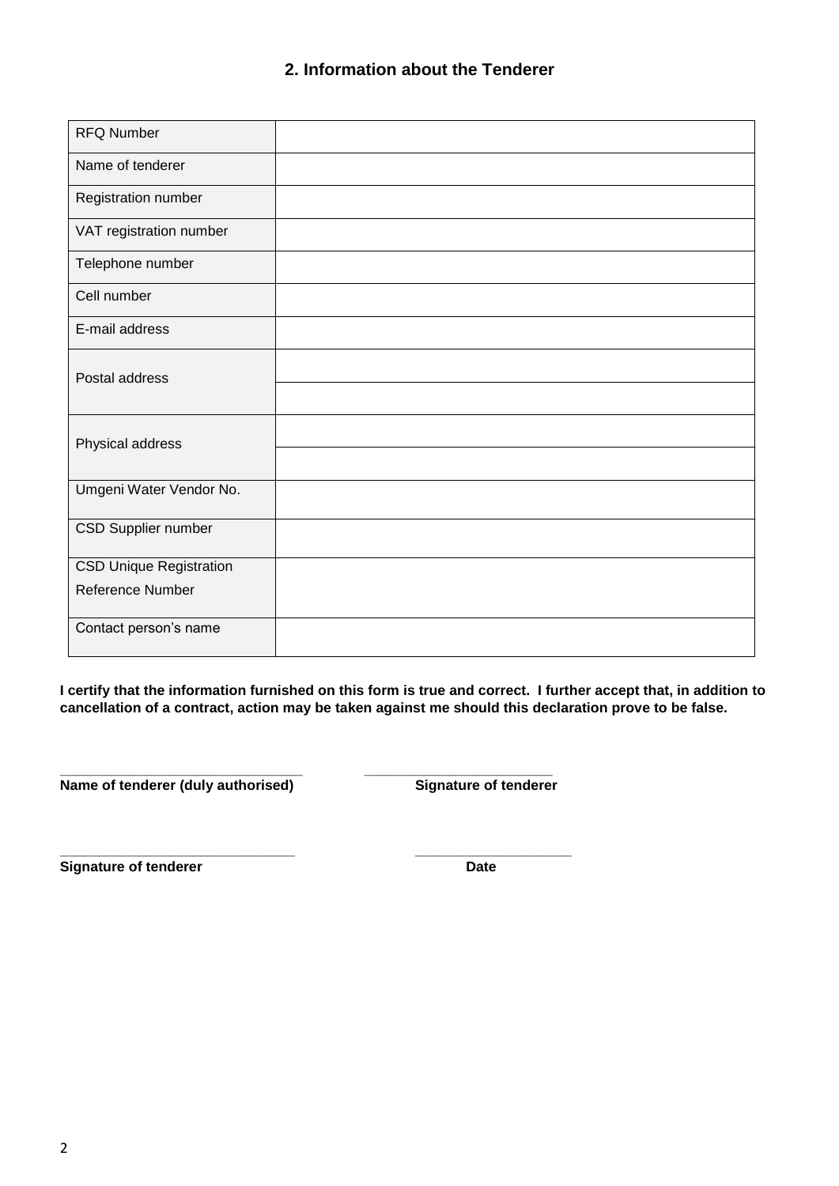## 2. Information about the Tenderer

| | |
|---|---|
| RFQ Number | |
| Name of tenderer | |
| Registration number | |
| VAT registration number | |
| Telephone number | |
| Cell number | |
| E-mail address | |
| Postal address | |
| | |
| Physical address | |
| | |
| Umgeni Water Vendor No. | |
| CSD Supplier number | |
| CSD Unique Registration Reference Number | |
| Contact person's name | |

**I certify that the information furnished on this form is true and correct. I further accept that, in addition to cancellation of a contract, action may be taken against me should this declaration prove to be false.**

\_\_\_\_\_\_\_\_\_\_\_\_\_\_\_\_\_\_\_\_\_\_\_\_\_\_\_\_\_\_\_ &nbsp;&nbsp;&nbsp;&nbsp; \_\_\_\_\_\_\_\_\_\_\_\_\_\_\_\_\_\_\_\_\_\_\_\_

**Name of tenderer (duly authorised)** &nbsp;&nbsp;&nbsp;&nbsp; **Signature of tenderer**

\_\_\_\_\_\_\_\_\_\_\_\_\_\_\_\_\_\_\_\_\_\_\_\_\_\_\_\_\_\_ &nbsp;&nbsp;&nbsp;&nbsp; \_\_\_\_\_\_\_\_\_\_\_\_\_\_\_\_\_\_\_\_

**Signature of tenderer** &nbsp;&nbsp;&nbsp;&nbsp; **Date**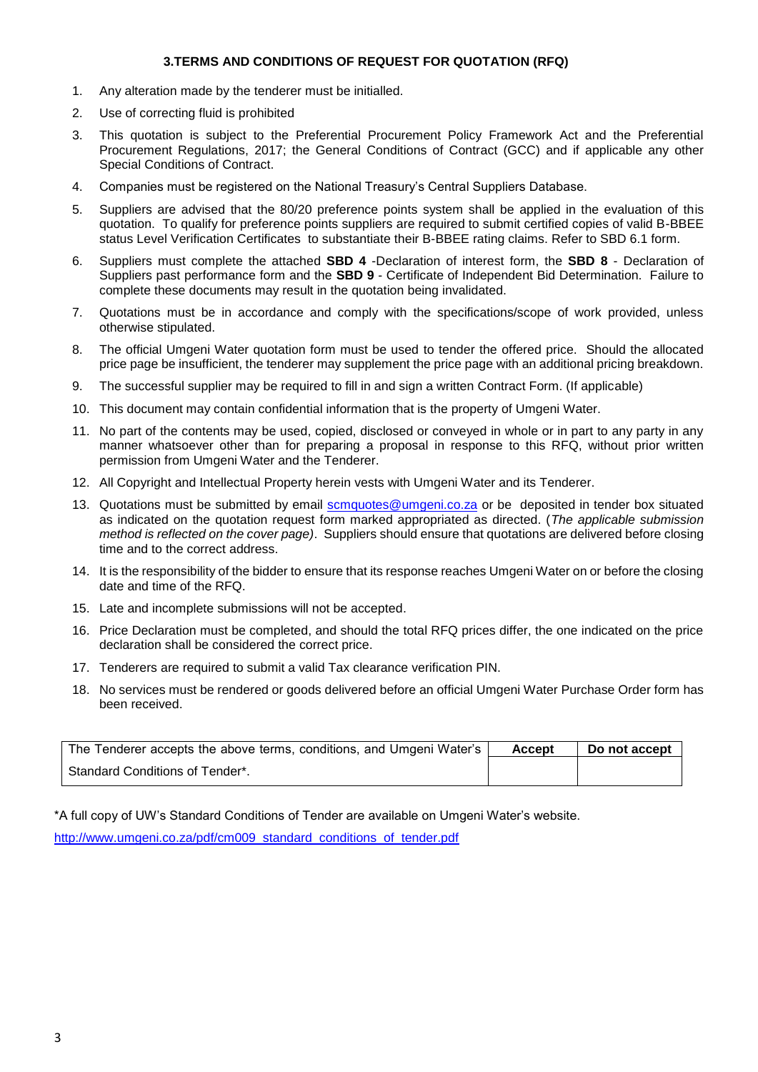## 3.TERMS AND CONDITIONS OF REQUEST FOR QUOTATION (RFQ)

1. Any alteration made by the tenderer must be initialled.
2. Use of correcting fluid is prohibited
3. This quotation is subject to the Preferential Procurement Policy Framework Act and the Preferential Procurement Regulations, 2017; the General Conditions of Contract (GCC) and if applicable any other Special Conditions of Contract.
4. Companies must be registered on the National Treasury's Central Suppliers Database.
5. Suppliers are advised that the 80/20 preference points system shall be applied in the evaluation of this quotation. To qualify for preference points suppliers are required to submit certified copies of valid B-BBEE status Level Verification Certificates to substantiate their B-BBEE rating claims. Refer to SBD 6.1 form.
6. Suppliers must complete the attached **SBD 4** -Declaration of interest form, the **SBD 8** - Declaration of Suppliers past performance form and the **SBD 9** - Certificate of Independent Bid Determination. Failure to complete these documents may result in the quotation being invalidated.
7. Quotations must be in accordance and comply with the specifications/scope of work provided, unless otherwise stipulated.
8. The official Umgeni Water quotation form must be used to tender the offered price. Should the allocated price page be insufficient, the tenderer may supplement the price page with an additional pricing breakdown.
9. The successful supplier may be required to fill in and sign a written Contract Form. (If applicable)
10. This document may contain confidential information that is the property of Umgeni Water.
11. No part of the contents may be used, copied, disclosed or conveyed in whole or in part to any party in any manner whatsoever other than for preparing a proposal in response to this RFQ, without prior written permission from Umgeni Water and the Tenderer.
12. All Copyright and Intellectual Property herein vests with Umgeni Water and its Tenderer.
13. Quotations must be submitted by email scmquotes@umgeni.co.za or be deposited in tender box situated as indicated on the quotation request form marked appropriated as directed. (*The applicable submission method is reflected on the cover page)*. Suppliers should ensure that quotations are delivered before closing time and to the correct address.
14. It is the responsibility of the bidder to ensure that its response reaches Umgeni Water on or before the closing date and time of the RFQ.
15. Late and incomplete submissions will not be accepted.
16. Price Declaration must be completed, and should the total RFQ prices differ, the one indicated on the price declaration shall be considered the correct price.
17. Tenderers are required to submit a valid Tax clearance verification PIN.
18. No services must be rendered or goods delivered before an official Umgeni Water Purchase Order form has been received.

| The Tenderer accepts the above terms, conditions, and Umgeni Water's Standard Conditions of Tender*. | **Accept** | **Do not accept** |
|---|---|---|
| | | |

*A full copy of UW's Standard Conditions of Tender are available on Umgeni Water's website.

http://www.umgeni.co.za/pdf/cm009_standard_conditions_of_tender.pdf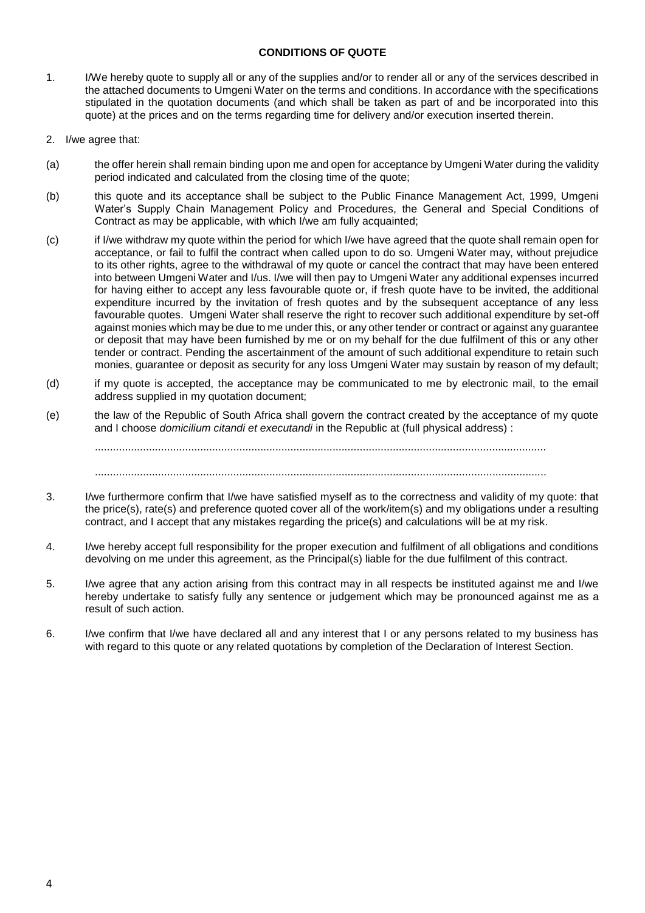**CONDITIONS OF QUOTE**

1. I/We hereby quote to supply all or any of the supplies and/or to render all or any of the services described in the attached documents to Umgeni Water on the terms and conditions. In accordance with the specifications stipulated in the quotation documents (and which shall be taken as part of and be incorporated into this quote) at the prices and on the terms regarding time for delivery and/or execution inserted therein.

2. I/we agree that:

(a) the offer herein shall remain binding upon me and open for acceptance by Umgeni Water during the validity period indicated and calculated from the closing time of the quote;

(b) this quote and its acceptance shall be subject to the Public Finance Management Act, 1999, Umgeni Water's Supply Chain Management Policy and Procedures, the General and Special Conditions of Contract as may be applicable, with which I/we am fully acquainted;

(c) if I/we withdraw my quote within the period for which I/we have agreed that the quote shall remain open for acceptance, or fail to fulfil the contract when called upon to do so. Umgeni Water may, without prejudice to its other rights, agree to the withdrawal of my quote or cancel the contract that may have been entered into between Umgeni Water and I/us. I/we will then pay to Umgeni Water any additional expenses incurred for having either to accept any less favourable quote or, if fresh quote have to be invited, the additional expenditure incurred by the invitation of fresh quotes and by the subsequent acceptance of any less favourable quotes. Umgeni Water shall reserve the right to recover such additional expenditure by set-off against monies which may be due to me under this, or any other tender or contract or against any guarantee or deposit that may have been furnished by me or on my behalf for the due fulfilment of this or any other tender or contract. Pending the ascertainment of the amount of such additional expenditure to retain such monies, guarantee or deposit as security for any loss Umgeni Water may sustain by reason of my default;

(d) if my quote is accepted, the acceptance may be communicated to me by electronic mail, to the email address supplied in my quotation document;

(e) the law of the Republic of South Africa shall govern the contract created by the acceptance of my quote and I choose *domicilium citandi et executandi* in the Republic at (full physical address) :

.......................................................................................................................................................

.......................................................................................................................................................

3. I/we furthermore confirm that I/we have satisfied myself as to the correctness and validity of my quote: that the price(s), rate(s) and preference quoted cover all of the work/item(s) and my obligations under a resulting contract, and I accept that any mistakes regarding the price(s) and calculations will be at my risk.

4. I/we hereby accept full responsibility for the proper execution and fulfilment of all obligations and conditions devolving on me under this agreement, as the Principal(s) liable for the due fulfilment of this contract.

5. I/we agree that any action arising from this contract may in all respects be instituted against me and I/we hereby undertake to satisfy fully any sentence or judgement which may be pronounced against me as a result of such action.

6. I/we confirm that I/we have declared all and any interest that I or any persons related to my business has with regard to this quote or any related quotations by completion of the Declaration of Interest Section.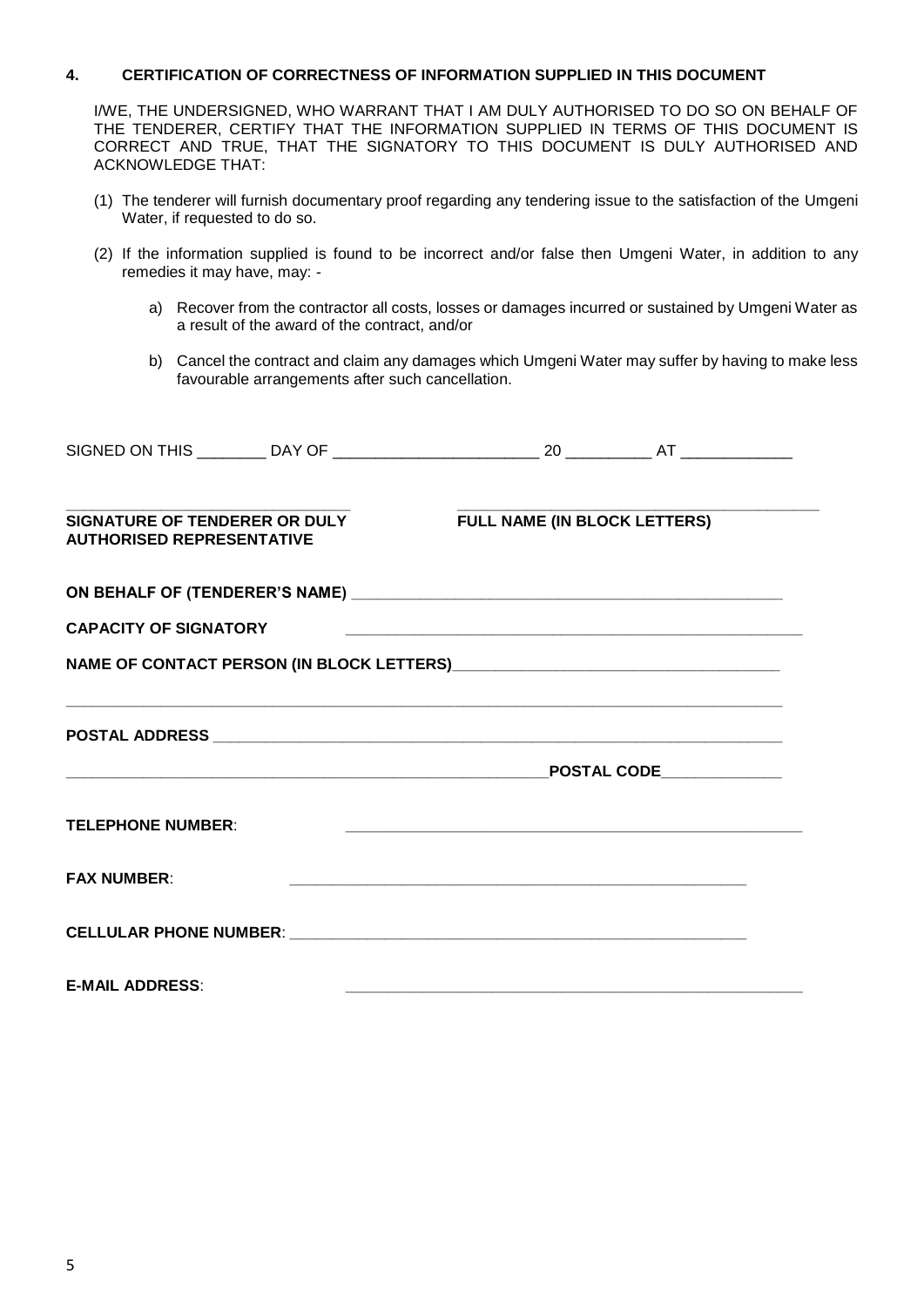## 4. CERTIFICATION OF CORRECTNESS OF INFORMATION SUPPLIED IN THIS DOCUMENT

I/WE, THE UNDERSIGNED, WHO WARRANT THAT I AM DULY AUTHORISED TO DO SO ON BEHALF OF THE TENDERER, CERTIFY THAT THE INFORMATION SUPPLIED IN TERMS OF THIS DOCUMENT IS CORRECT AND TRUE, THAT THE SIGNATORY TO THIS DOCUMENT IS DULY AUTHORISED AND ACKNOWLEDGE THAT:

(1) The tenderer will furnish documentary proof regarding any tendering issue to the satisfaction of the Umgeni Water, if requested to do so.

(2) If the information supplied is found to be incorrect and/or false then Umgeni Water, in addition to any remedies it may have, may: -

  a) Recover from the contractor all costs, losses or damages incurred or sustained by Umgeni Water as a result of the award of the contract, and/or

  b) Cancel the contract and claim any damages which Umgeni Water may suffer by having to make less favourable arrangements after such cancellation.

SIGNED ON THIS ________ DAY OF ________________________ 20 __________ AT _____________

_______________________________ &nbsp;&nbsp;&nbsp;&nbsp; __________________________________________

**SIGNATURE OF TENDERER OR DULY AUTHORISED REPRESENTATIVE** &nbsp;&nbsp;&nbsp;&nbsp; **FULL NAME (IN BLOCK LETTERS)**

**ON BEHALF OF (TENDERER'S NAME)** ____________________________________________________

**CAPACITY OF SIGNATORY** ______________________________________________________

**NAME OF CONTACT PERSON (IN BLOCK LETTERS)**_____________________________________

_____________________________________________________________________________________

**POSTAL ADDRESS** ___________________________________________________________________

___________________________________________________________**POSTAL CODE**______________

**TELEPHONE NUMBER**: ______________________________________________________

**FAX NUMBER**: ______________________________________________________

**CELLULAR PHONE NUMBER**: ______________________________________________________

**E-MAIL ADDRESS**: ______________________________________________________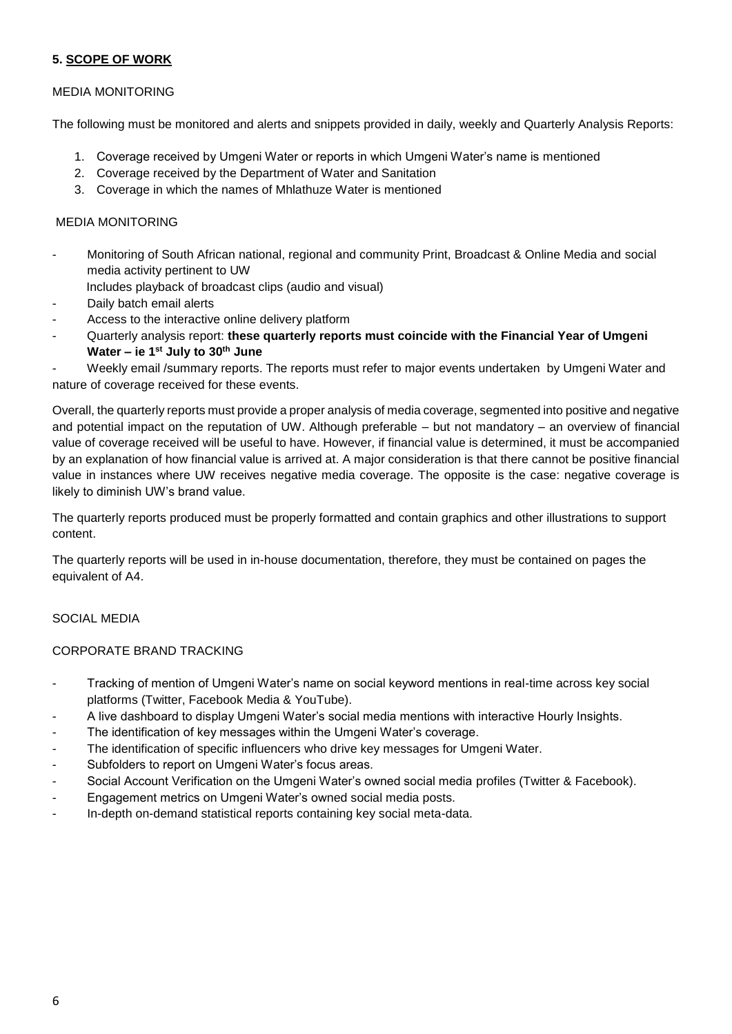## 5. SCOPE OF WORK

MEDIA MONITORING

The following must be monitored and alerts and snippets provided in daily, weekly and Quarterly Analysis Reports:

1. Coverage received by Umgeni Water or reports in which Umgeni Water's name is mentioned
2. Coverage received by the Department of Water and Sanitation
3. Coverage in which the names of Mhlathuze Water is mentioned

MEDIA MONITORING

- Monitoring of South African national, regional and community Print, Broadcast & Online Media and social media activity pertinent to UW
  Includes playback of broadcast clips (audio and visual)
- Daily batch email alerts
- Access to the interactive online delivery platform
- Quarterly analysis report: **these quarterly reports must coincide with the Financial Year of Umgeni Water – ie 1st July to 30th June**
- Weekly email /summary reports. The reports must refer to major events undertaken by Umgeni Water and nature of coverage received for these events.

Overall, the quarterly reports must provide a proper analysis of media coverage, segmented into positive and negative and potential impact on the reputation of UW. Although preferable – but not mandatory – an overview of financial value of coverage received will be useful to have. However, if financial value is determined, it must be accompanied by an explanation of how financial value is arrived at. A major consideration is that there cannot be positive financial value in instances where UW receives negative media coverage. The opposite is the case: negative coverage is likely to diminish UW's brand value.

The quarterly reports produced must be properly formatted and contain graphics and other illustrations to support content.

The quarterly reports will be used in in-house documentation, therefore, they must be contained on pages the equivalent of A4.

SOCIAL MEDIA

CORPORATE BRAND TRACKING

- Tracking of mention of Umgeni Water's name on social keyword mentions in real-time across key social platforms (Twitter, Facebook Media & YouTube).
- A live dashboard to display Umgeni Water's social media mentions with interactive Hourly Insights.
- The identification of key messages within the Umgeni Water's coverage.
- The identification of specific influencers who drive key messages for Umgeni Water.
- Subfolders to report on Umgeni Water's focus areas.
- Social Account Verification on the Umgeni Water's owned social media profiles (Twitter & Facebook).
- Engagement metrics on Umgeni Water's owned social media posts.
- In-depth on-demand statistical reports containing key social meta-data.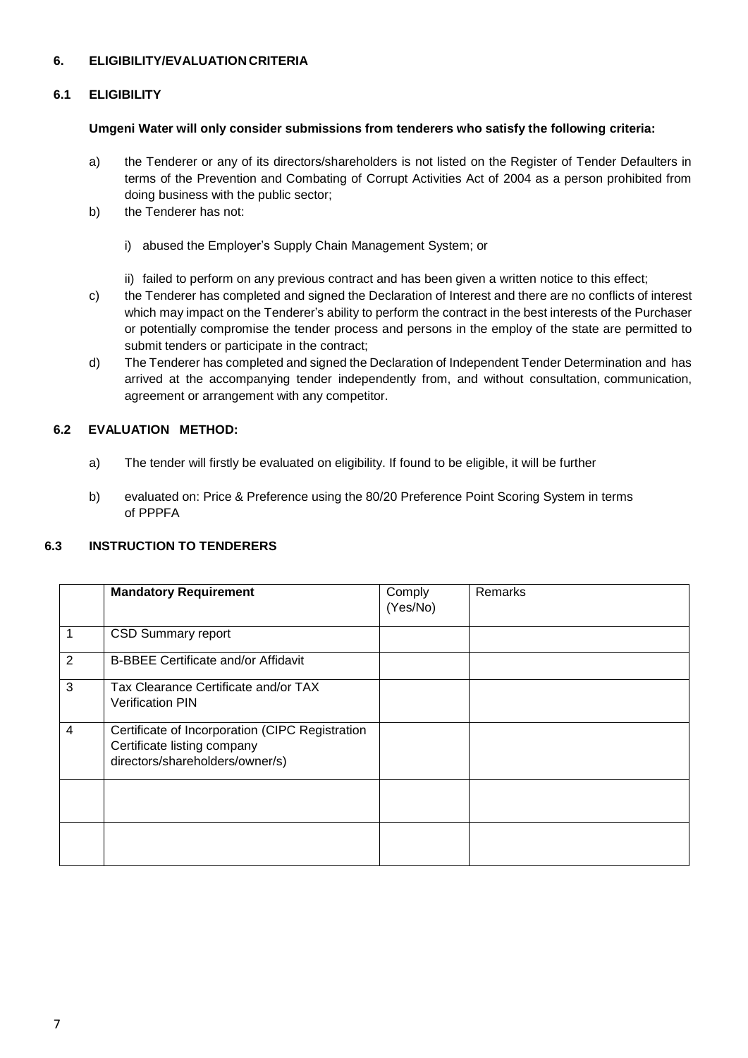## 6. ELIGIBILITY/EVALUATION CRITERIA

### 6.1 ELIGIBILITY

**Umgeni Water will only consider submissions from tenderers who satisfy the following criteria:**

a) the Tenderer or any of its directors/shareholders is not listed on the Register of Tender Defaulters in terms of the Prevention and Combating of Corrupt Activities Act of 2004 as a person prohibited from doing business with the public sector;

b) the Tenderer has not:

   i) abused the Employer's Supply Chain Management System; or

   ii) failed to perform on any previous contract and has been given a written notice to this effect;

c) the Tenderer has completed and signed the Declaration of Interest and there are no conflicts of interest which may impact on the Tenderer's ability to perform the contract in the best interests of the Purchaser or potentially compromise the tender process and persons in the employ of the state are permitted to submit tenders or participate in the contract;

d) The Tenderer has completed and signed the Declaration of Independent Tender Determination and has arrived at the accompanying tender independently from, and without consultation, communication, agreement or arrangement with any competitor.

### 6.2 EVALUATION METHOD:

a) The tender will firstly be evaluated on eligibility. If found to be eligible, it will be further

b) evaluated on: Price & Preference using the 80/20 Preference Point Scoring System in terms of PPPFA

### 6.3 INSTRUCTION TO TENDERERS

| | **Mandatory Requirement** | Comply (Yes/No) | Remarks |
|---|---|---|---|
| 1 | CSD Summary report | | |
| 2 | B-BBEE Certificate and/or Affidavit | | |
| 3 | Tax Clearance Certificate and/or TAX Verification PIN | | |
| 4 | Certificate of Incorporation (CIPC Registration Certificate listing company directors/shareholders/owner/s) | | |
| | | | |
| | | | |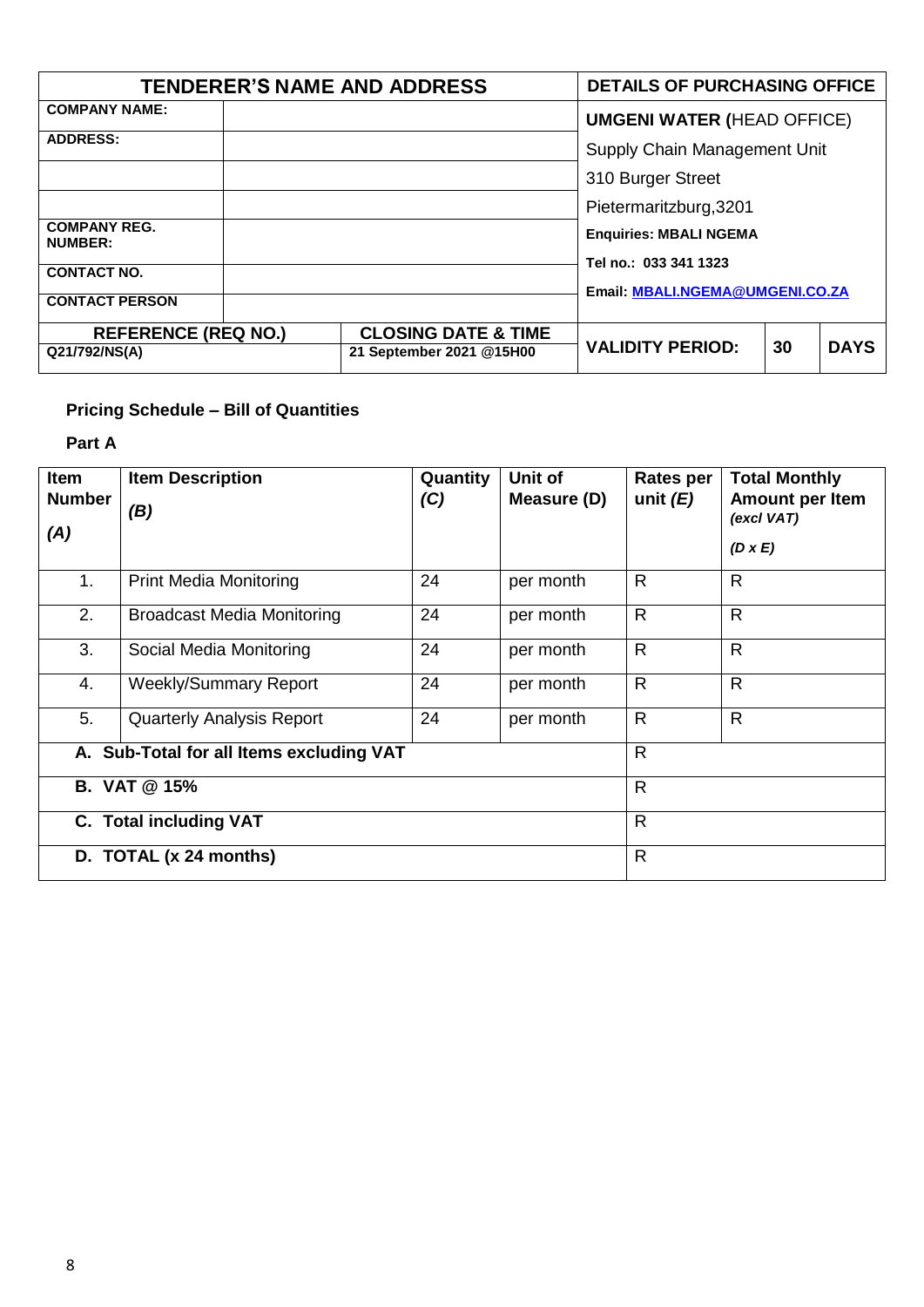| TENDERER'S NAME AND ADDRESS | | | DETAILS OF PURCHASING OFFICE | | |
|---|---|---|---|---|---|
| **COMPANY NAME:** | | | **UMGENI WATER (**HEAD OFFICE) | | |
| **ADDRESS:** | | | Supply Chain Management Unit | | |
| | | | 310 Burger Street | | |
| | | | Pietermaritzburg,3201 | | |
| **COMPANY REG. NUMBER:** | | | **Enquiries: MBALI NGEMA** | | |
| **CONTACT NO.** | | | **Tel no.: 033 341 1323** | | |
| **CONTACT PERSON** | | | **Email: MBALI.NGEMA@UMGENI.CO.ZA** | | |
| **REFERENCE (REQ NO.)** | | **CLOSING DATE & TIME** | **VALIDITY PERIOD:** | **30** | **DAYS** |
| **Q21/792/NS(A)** | | **21 September 2021 @15H00** | | | |

**Pricing Schedule – Bill of Quantities**

**Part A**

| **Item Number** ***(A)*** | **Item Description** ***(B)*** | **Quantity** ***(C)*** | **Unit of Measure (D)** | **Rates per unit** ***(E)*** | **Total Monthly Amount per Item** ***(excl VAT)*** ***(D x E)*** |
|---|---|---|---|---|---|
| 1. | Print Media Monitoring | 24 | per month | R | R |
| 2. | Broadcast Media Monitoring | 24 | per month | R | R |
| 3. | Social Media Monitoring | 24 | per month | R | R |
| 4. | Weekly/Summary Report | 24 | per month | R | R |
| 5. | Quarterly Analysis Report | 24 | per month | R | R |
| **A. Sub-Total for all Items excluding VAT** | | | | R | |
| **B. VAT @ 15%** | | | | R | |
| **C. Total including VAT** | | | | R | |
| **D. TOTAL (x 24 months)** | | | | R | |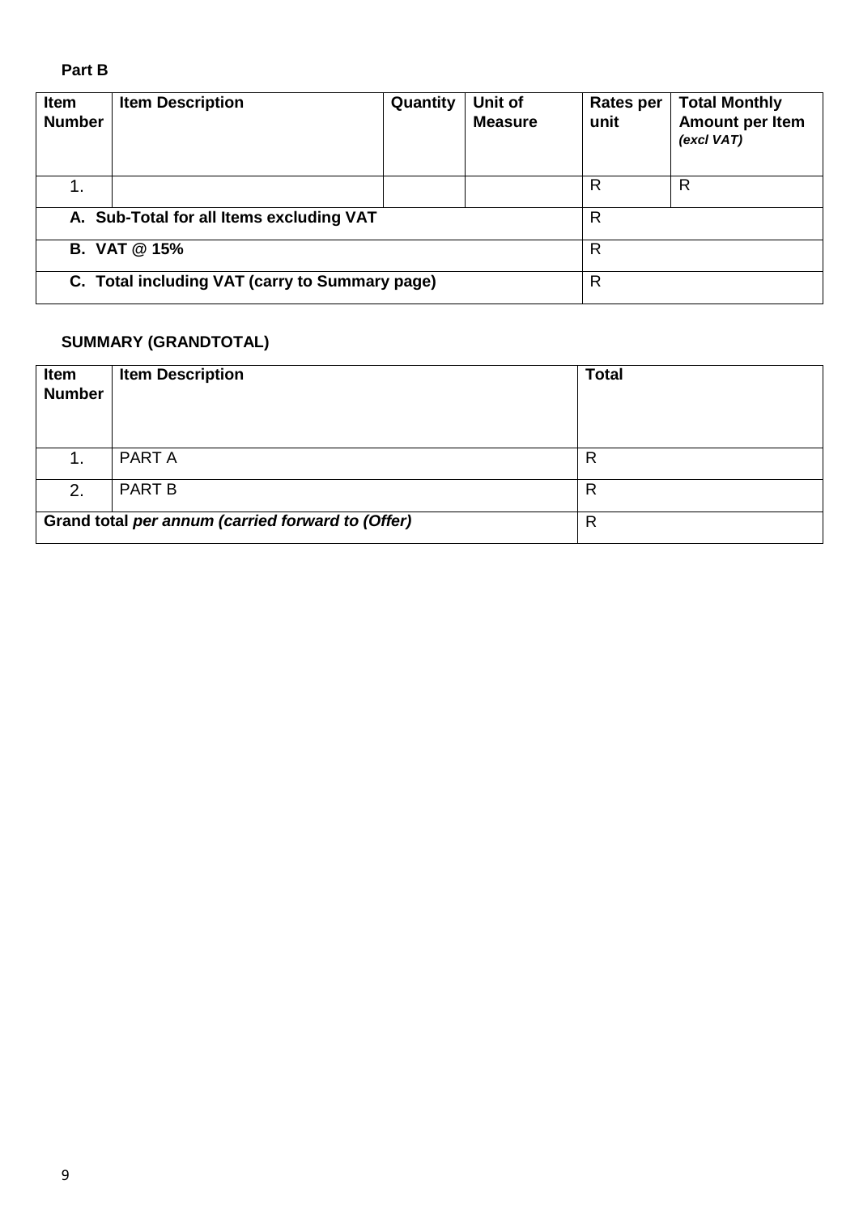**Part B**

| Item Number | Item Description | Quantity | Unit of Measure | Rates per unit | Total Monthly Amount per Item *(excl VAT)* |
|---|---|---|---|---|---|
| 1. | | | | R | R |
| **A. Sub-Total for all Items excluding VAT** | | | | R | |
| **B. VAT @ 15%** | | | | R | |
| **C. Total including VAT (carry to Summary page)** | | | | R | |

**SUMMARY (GRANDTOTAL)**

| Item Number | Item Description | Total |
|---|---|---|
| 1. | PART A | R |
| 2. | PART B | R |
| **Grand total *per annum (carried forward to (Offer)*** | | R |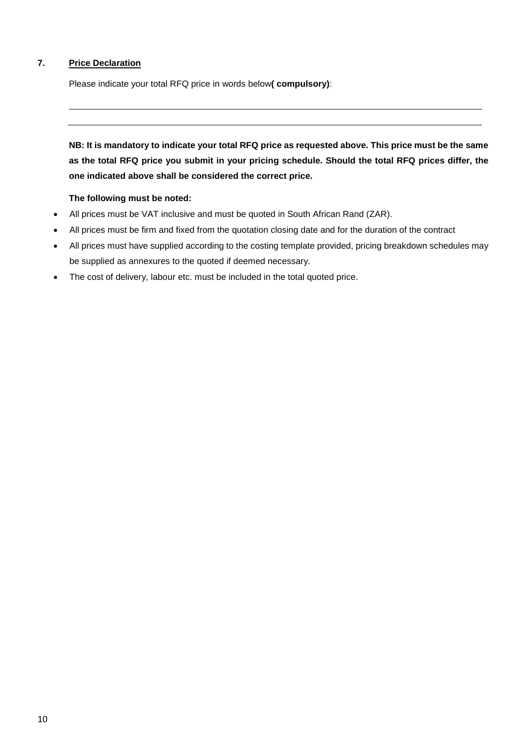## 7. Price Declaration

Please indicate your total RFQ price in words below **( compulsory)**:

\_\_\_\_\_\_\_\_\_\_\_\_\_\_\_\_\_\_\_\_\_\_\_\_\_\_\_\_\_\_\_\_\_\_\_\_\_\_\_\_\_\_\_\_\_\_\_\_\_\_\_\_\_\_\_\_\_\_\_\_\_\_\_\_\_\_\_\_\_\_\_\_\_\_\_\_\_\_

\_\_\_\_\_\_\_\_\_\_\_\_\_\_\_\_\_\_\_\_\_\_\_\_\_\_\_\_\_\_\_\_\_\_\_\_\_\_\_\_\_\_\_\_\_\_\_\_\_\_\_\_\_\_\_\_\_\_\_\_\_\_\_\_\_\_\_\_\_\_\_\_\_\_\_\_\_\_

**NB: It is mandatory to indicate your total RFQ price as requested above. This price must be the same as the total RFQ price you submit in your pricing schedule. Should the total RFQ prices differ, the one indicated above shall be considered the correct price.**

**The following must be noted:**

- All prices must be VAT inclusive and must be quoted in South African Rand (ZAR).
- All prices must be firm and fixed from the quotation closing date and for the duration of the contract
- All prices must have supplied according to the costing template provided, pricing breakdown schedules may be supplied as annexures to the quoted if deemed necessary.
- The cost of delivery, labour etc. must be included in the total quoted price.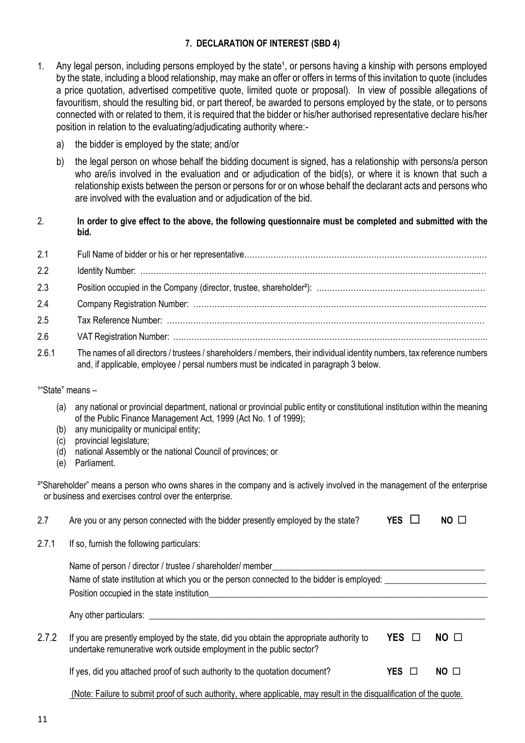## 7. DECLARATION OF INTEREST (SBD 4)

1. Any legal person, including persons employed by the state[1], or persons having a kinship with persons employed by the state, including a blood relationship, may make an offer or offers in terms of this invitation to quote (includes a price quotation, advertised competitive quote, limited quote or proposal). In view of possible allegations of favouritism, should the resulting bid, or part thereof, be awarded to persons employed by the state, or to persons connected with or related to them, it is required that the bidder or his/her authorised representative declare his/her position in relation to the evaluating/adjudicating authority where:-

   a) the bidder is employed by the state; and/or

   b) the legal person on whose behalf the bidding document is signed, has a relationship with persons/a person who are/is involved in the evaluation and or adjudication of the bid(s), or where it is known that such a relationship exists between the person or persons for or on whose behalf the declarant acts and persons who are involved with the evaluation and or adjudication of the bid.

2. **In order to give effect to the above, the following questionnaire must be completed and submitted with the bid.**

2.1 Full Name of bidder or his or her representative……………………………………………………………………………...…

2.2 Identity Number: …………………………………………………………………………………………………………………...…

2.3 Position occupied in the Company (director, trustee, shareholder[2]): ……………………………………………………….…

2.4 Company Registration Number: ……………………………………………………………………………………………….....

2.5 Tax Reference Number: ………………………………………………………………………………………………………….

2.6 VAT Registration Number: ………………………………………………………………………………………………………..

2.6.1 The names of all directors / trustees / shareholders / members, their individual identity numbers, tax reference numbers and, if applicable, employee / persal numbers must be indicated in paragraph 3 below.

[1]"State" means –

(a) any national or provincial department, national or provincial public entity or constitutional institution within the meaning of the Public Finance Management Act, 1999 (Act No. 1 of 1999);
(b) any municipality or municipal entity;
(c) provincial legislature;
(d) national Assembly or the national Council of provinces; or
(e) Parliament.

[2]"Shareholder" means a person who owns shares in the company and is actively involved in the management of the enterprise or business and exercises control over the enterprise.

2.7 Are you or any person connected with the bidder presently employed by the state? **YES** ☐ **NO** ☐

2.7.1 If so, furnish the following particulars:

Name of person / director / trustee / shareholder/ member\_\_\_\_\_\_\_\_\_\_\_\_\_\_\_\_\_\_\_\_\_\_\_\_\_\_\_\_\_\_\_\_\_\_\_\_\_\_\_\_\_\_\_\_

Name of state institution at which you or the person connected to the bidder is employed: \_\_\_\_\_\_\_\_\_\_\_\_\_\_\_\_\_\_\_\_\_

Position occupied in the state institution\_\_\_\_\_\_\_\_\_\_\_\_\_\_\_\_\_\_\_\_\_\_\_\_\_\_\_\_\_\_\_\_\_\_\_\_\_\_\_\_\_\_\_\_\_\_\_\_\_\_\_\_\_\_\_\_\_\_

Any other particulars: \_\_\_\_\_\_\_\_\_\_\_\_\_\_\_\_\_\_\_\_\_\_\_\_\_\_\_\_\_\_\_\_\_\_\_\_\_\_\_\_\_\_\_\_\_\_\_\_\_\_\_\_\_\_\_\_\_\_\_\_\_\_\_\_\_\_\_\_

2.7.2 If you are presently employed by the state, did you obtain the appropriate authority to undertake remunerative work outside employment in the public sector? **YES** ☐ **NO** ☐

If yes, did you attached proof of such authority to the quotation document? **YES** ☐ **NO** ☐

(Note: Failure to submit proof of such authority, where applicable, may result in the disqualification of the quote.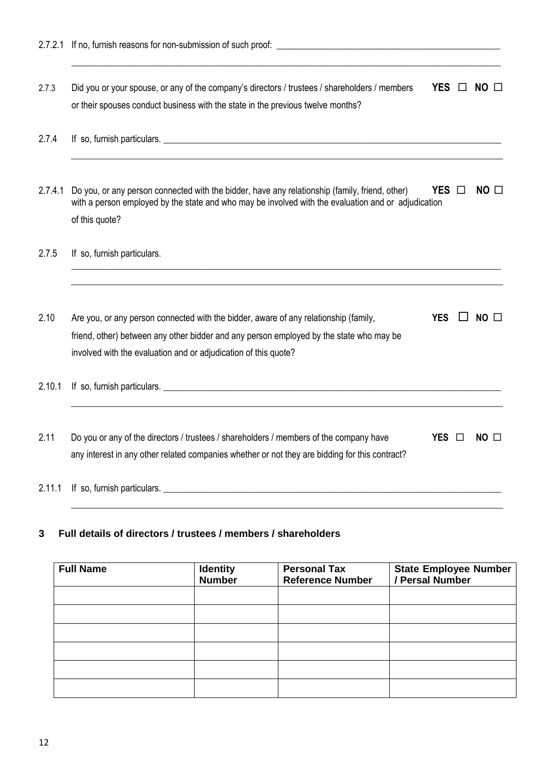2.7.2.1 If no, furnish reasons for non-submission of such proof: ______________________________________________

_____________________________________________________________________________________________

2.7.3 Did you or your spouse, or any of the company's directors / trustees / shareholders / members or their spouses conduct business with the state in the previous twelve months? **YES** ☐ **NO** ☐

2.7.4 If so, furnish particulars. ______________________________________________________________________

_____________________________________________________________________________________________

2.7.4.1 Do you, or any person connected with the bidder, have any relationship (family, friend, other) with a person employed by the state and who may be involved with the evaluation and or adjudication of this quote? **YES** ☐ **NO** ☐

2.7.5 If so, furnish particulars.

_____________________________________________________________________________________________

_____________________________________________________________________________________________

2.10 Are you, or any person connected with the bidder, aware of any relationship (family, friend, other) between any other bidder and any person employed by the state who may be involved with the evaluation and or adjudication of this quote? **YES** ☐ **NO** ☐

2.10.1 If so, furnish particulars. ______________________________________________________________________

_____________________________________________________________________________________________

2.11 Do you or any of the directors / trustees / shareholders / members of the company have any interest in any other related companies whether or not they are bidding for this contract? **YES** ☐ **NO** ☐

2.11.1 If so, furnish particulars. ______________________________________________________________________

_____________________________________________________________________________________________

## 3 Full details of directors / trustees / members / shareholders

| Full Name | Identity Number | Personal Tax Reference Number | State Employee Number / Persal Number |
|---|---|---|---|
| | | | |
| | | | |
| | | | |
| | | | |
| | | | |
| | | | |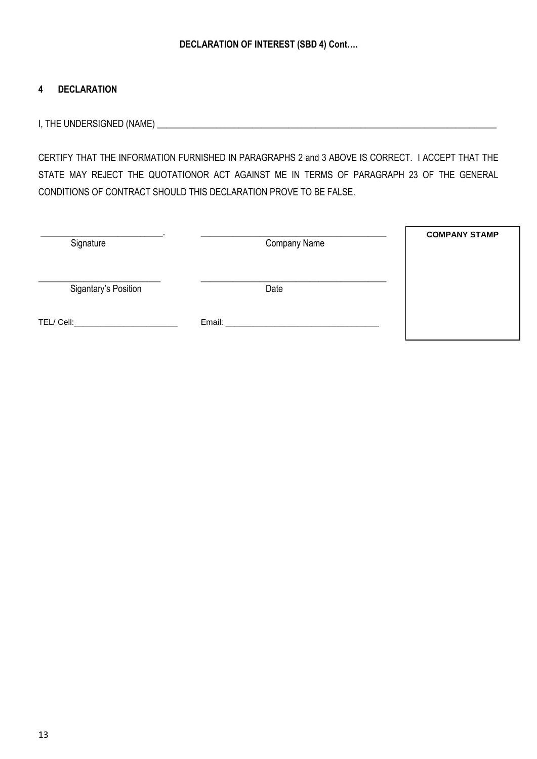**DECLARATION OF INTEREST (SBD 4) Cont….**

## 4 DECLARATION

I, THE UNDERSIGNED (NAME) ________________________________________________________________________________

CERTIFY THAT THE INFORMATION FURNISHED IN PARAGRAPHS 2 and 3 ABOVE IS CORRECT. I ACCEPT THAT THE STATE MAY REJECT THE QUOTATIONOR ACT AGAINST ME IN TERMS OF PARAGRAPH 23 OF THE GENERAL CONDITIONS OF CONTRACT SHOULD THIS DECLARATION PROVE TO BE FALSE.

| | | |
|---|---|---|
| ____________________________. <br> Signature | __________________________________________ <br> Company Name | **COMPANY STAMP** |
| ____________________________ <br> Sigantary's Position | __________________________________________ <br> Date | |
| TEL/ Cell:________________________ | Email: __________________________________ | |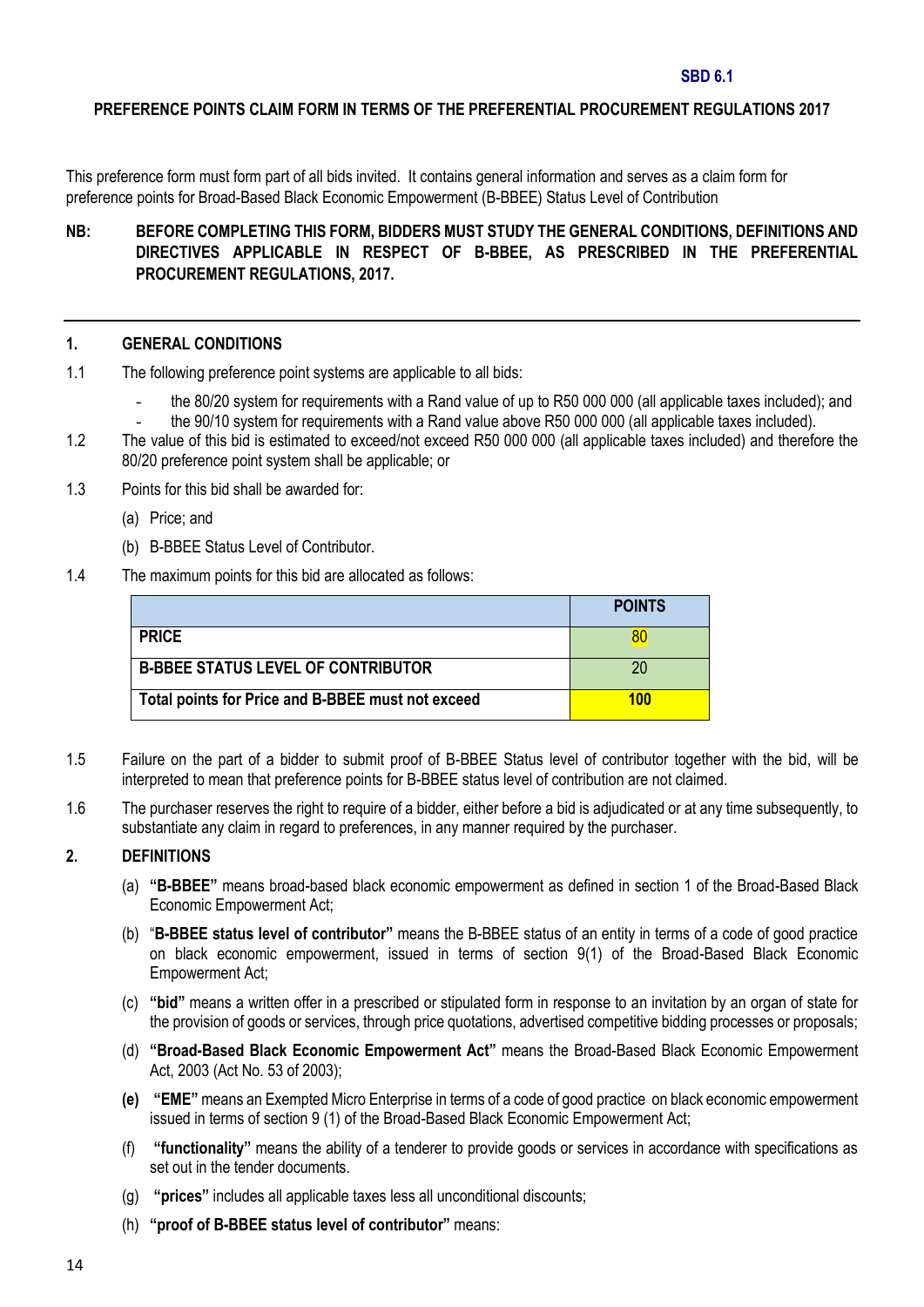**SBD 6.1**

**PREFERENCE POINTS CLAIM FORM IN TERMS OF THE PREFERENTIAL PROCUREMENT REGULATIONS 2017**

This preference form must form part of all bids invited. It contains general information and serves as a claim form for preference points for Broad-Based Black Economic Empowerment (B-BBEE) Status Level of Contribution

**NB: BEFORE COMPLETING THIS FORM, BIDDERS MUST STUDY THE GENERAL CONDITIONS, DEFINITIONS AND DIRECTIVES APPLICABLE IN RESPECT OF B-BBEE, AS PRESCRIBED IN THE PREFERENTIAL PROCUREMENT REGULATIONS, 2017.**

---

## 1. GENERAL CONDITIONS

1.1 The following preference point systems are applicable to all bids:

- the 80/20 system for requirements with a Rand value of up to R50 000 000 (all applicable taxes included); and
- the 90/10 system for requirements with a Rand value above R50 000 000 (all applicable taxes included).

1.2 The value of this bid is estimated to exceed/not exceed R50 000 000 (all applicable taxes included) and therefore the 80/20 preference point system shall be applicable; or

1.3 Points for this bid shall be awarded for:

(a) Price; and

(b) B-BBEE Status Level of Contributor.

1.4 The maximum points for this bid are allocated as follows:

| | **POINTS** |
|---|---|
| **PRICE** | 80 |
| **B-BBEE STATUS LEVEL OF CONTRIBUTOR** | 20 |
| **Total points for Price and B-BBEE must not exceed** | **100** |

1.5 Failure on the part of a bidder to submit proof of B-BBEE Status level of contributor together with the bid, will be interpreted to mean that preference points for B-BBEE status level of contribution are not claimed.

1.6 The purchaser reserves the right to require of a bidder, either before a bid is adjudicated or at any time subsequently, to substantiate any claim in regard to preferences, in any manner required by the purchaser.

## 2. DEFINITIONS

(a) **"B-BBEE"** means broad-based black economic empowerment as defined in section 1 of the Broad-Based Black Economic Empowerment Act;

(b) "**B-BBEE status level of contributor"** means the B-BBEE status of an entity in terms of a code of good practice on black economic empowerment, issued in terms of section 9(1) of the Broad-Based Black Economic Empowerment Act;

(c) **"bid"** means a written offer in a prescribed or stipulated form in response to an invitation by an organ of state for the provision of goods or services, through price quotations, advertised competitive bidding processes or proposals;

(d) **"Broad-Based Black Economic Empowerment Act"** means the Broad-Based Black Economic Empowerment Act, 2003 (Act No. 53 of 2003);

**(e)** **"EME"** means an Exempted Micro Enterprise in terms of a code of good practice on black economic empowerment issued in terms of section 9 (1) of the Broad-Based Black Economic Empowerment Act;

(f) **"functionality"** means the ability of a tenderer to provide goods or services in accordance with specifications as set out in the tender documents.

(g) **"prices"** includes all applicable taxes less all unconditional discounts;

(h) **"proof of B-BBEE status level of contributor"** means: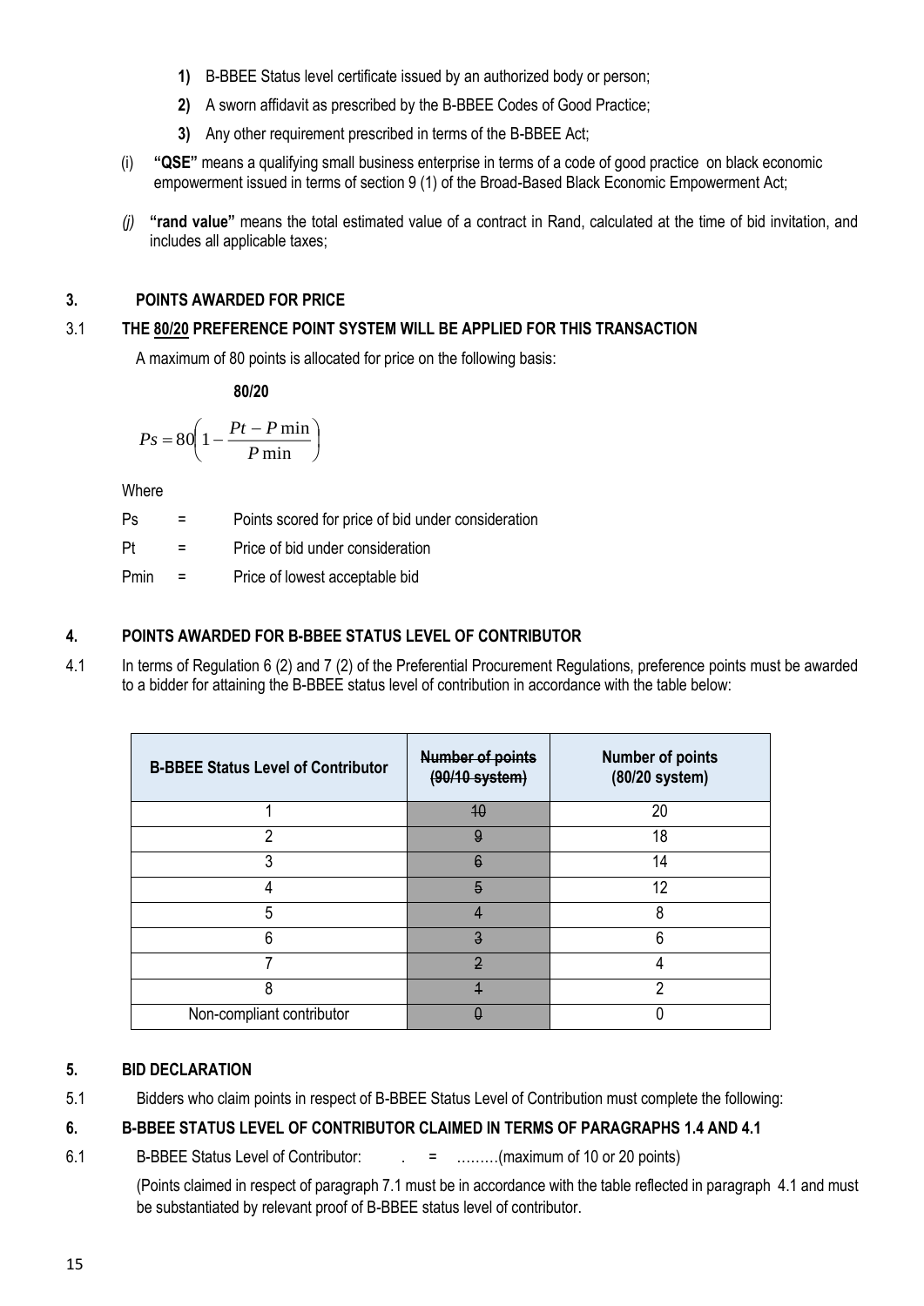1) B-BBEE Status level certificate issued by an authorized body or person;
2) A sworn affidavit as prescribed by the B-BBEE Codes of Good Practice;
3) Any other requirement prescribed in terms of the B-BBEE Act;

(i) **"QSE"** means a qualifying small business enterprise in terms of a code of good practice on black economic empowerment issued in terms of section 9 (1) of the Broad-Based Black Economic Empowerment Act;

*(j)* **"rand value"** means the total estimated value of a contract in Rand, calculated at the time of bid invitation, and includes all applicable taxes;

## 3. POINTS AWARDED FOR PRICE

### 3.1 THE 80/20 PREFERENCE POINT SYSTEM WILL BE APPLIED FOR THIS TRANSACTION

A maximum of 80 points is allocated for price on the following basis:

**80/20**

$$Ps = 80\left(1 - \frac{Pt - P\min}{P\min}\right)$$

Where

Ps = Points scored for price of bid under consideration

Pt = Price of bid under consideration

Pmin = Price of lowest acceptable bid

## 4. POINTS AWARDED FOR B-BBEE STATUS LEVEL OF CONTRIBUTOR

4.1 In terms of Regulation 6 (2) and 7 (2) of the Preferential Procurement Regulations, preference points must be awarded to a bidder for attaining the B-BBEE status level of contribution in accordance with the table below:

| B-BBEE Status Level of Contributor | ~~Number of points (90/10 system)~~ | Number of points (80/20 system) |
|---|---|---|
| 1 | ~~10~~ | 20 |
| 2 | ~~9~~ | 18 |
| 3 | ~~6~~ | 14 |
| 4 | ~~5~~ | 12 |
| 5 | ~~4~~ | 8 |
| 6 | ~~3~~ | 6 |
| 7 | ~~2~~ | 4 |
| 8 | ~~1~~ | 2 |
| Non-compliant contributor | ~~0~~ | 0 |

## 5. BID DECLARATION

5.1 Bidders who claim points in respect of B-BBEE Status Level of Contribution must complete the following:

## 6. B-BBEE STATUS LEVEL OF CONTRIBUTOR CLAIMED IN TERMS OF PARAGRAPHS 1.4 AND 4.1

6.1 B-BBEE Status Level of Contributor: . = ………(maximum of 10 or 20 points)

(Points claimed in respect of paragraph 7.1 must be in accordance with the table reflected in paragraph 4.1 and must be substantiated by relevant proof of B-BBEE status level of contributor.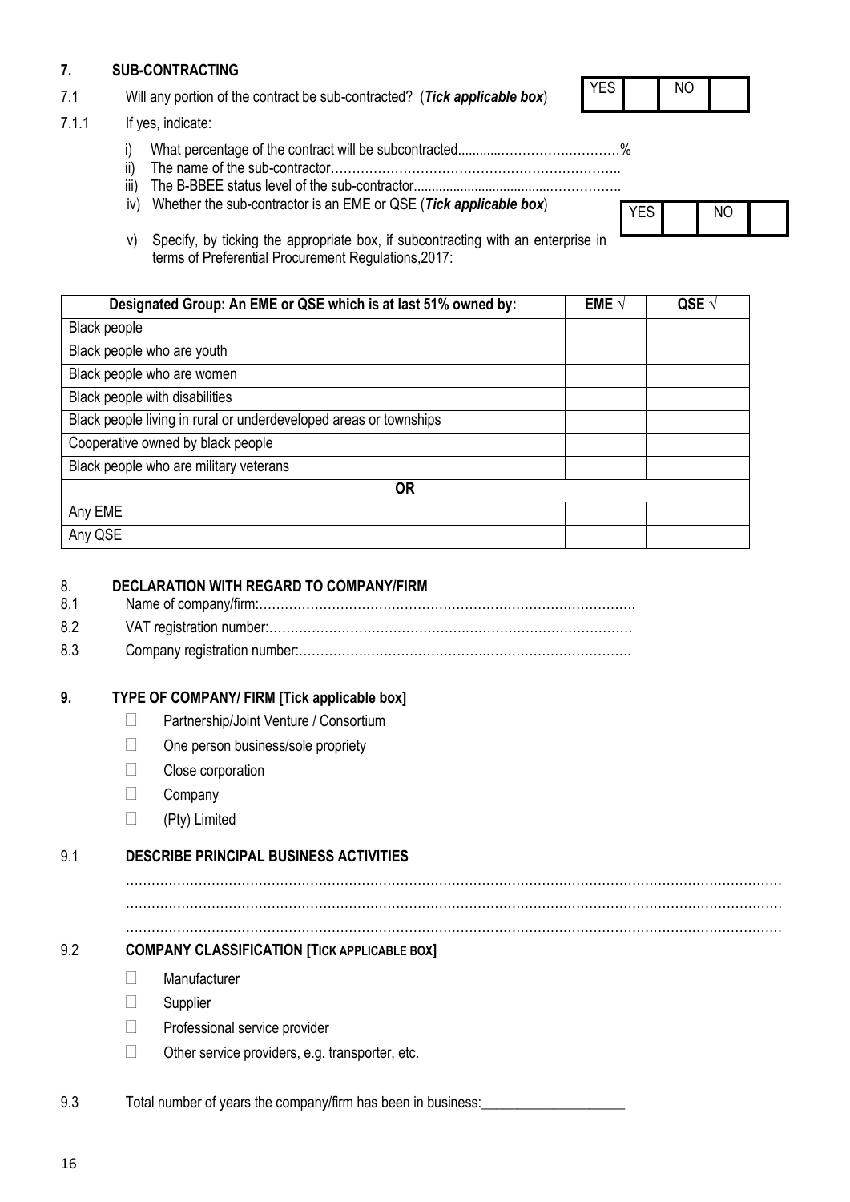## 7. SUB-CONTRACTING

7.1 Will any portion of the contract be sub-contracted? (***Tick applicable box***)

| YES | | NO | |
|---|---|---|---|

7.1.1 If yes, indicate:

i) What percentage of the contract will be subcontracted............……………….…………%

ii) The name of the sub-contractor…………………………………………………………..

iii) The B-BBEE status level of the sub-contractor......................................……………..

iv) Whether the sub-contractor is an EME or QSE (***Tick applicable box***)

| YES | | NO | |
|---|---|---|---|

v) Specify, by ticking the appropriate box, if subcontracting with an enterprise in terms of Preferential Procurement Regulations,2017:

| Designated Group: An EME or QSE which is at last 51% owned by: | EME √ | QSE √ |
|---|---|---|
| Black people | | |
| Black people who are youth | | |
| Black people who are women | | |
| Black people with disabilities | | |
| Black people living in rural or underdeveloped areas or townships | | |
| Cooperative owned by black people | | |
| Black people who are military veterans | | |
| **OR** | | |
| Any EME | | |
| Any QSE | | |

## 8. DECLARATION WITH REGARD TO COMPANY/FIRM

8.1 Name of company/firm:…………………………………………………………………………….

8.2 VAT registration number:……………………………………….…………………………………

8.3 Company registration number:…………….…………………………….…………………………….

## 9. TYPE OF COMPANY/ FIRM [Tick applicable box]

- ☐ Partnership/Joint Venture / Consortium
- ☐ One person business/sole propriety
- ☐ Close corporation
- ☐ Company
- ☐ (Pty) Limited

### 9.1 DESCRIBE PRINCIPAL BUSINESS ACTIVITIES

……………………………………………………………………………………………………………………………………

……………………………………………………………………………………………………………………………………

……………………………………………………………………………………………………………………………………

### 9.2 COMPANY CLASSIFICATION [TICK APPLICABLE BOX]

- ☐ Manufacturer
- ☐ Supplier
- ☐ Professional service provider
- ☐ Other service providers, e.g. transporter, etc.

9.3 Total number of years the company/firm has been in business:____________________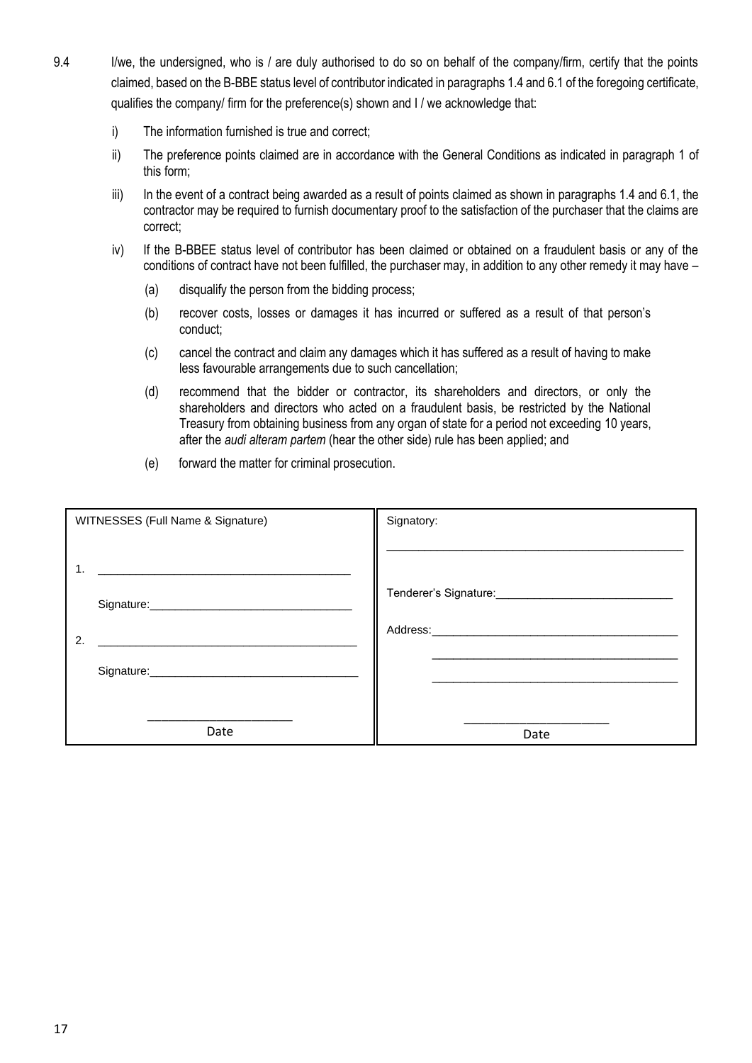9.4 I/we, the undersigned, who is / are duly authorised to do so on behalf of the company/firm, certify that the points claimed, based on the B-BBE status level of contributor indicated in paragraphs 1.4 and 6.1 of the foregoing certificate, qualifies the company/ firm for the preference(s) shown and I / we acknowledge that:

i) The information furnished is true and correct;

ii) The preference points claimed are in accordance with the General Conditions as indicated in paragraph 1 of this form;

iii) In the event of a contract being awarded as a result of points claimed as shown in paragraphs 1.4 and 6.1, the contractor may be required to furnish documentary proof to the satisfaction of the purchaser that the claims are correct;

iv) If the B-BBEE status level of contributor has been claimed or obtained on a fraudulent basis or any of the conditions of contract have not been fulfilled, the purchaser may, in addition to any other remedy it may have –

(a) disqualify the person from the bidding process;

(b) recover costs, losses or damages it has incurred or suffered as a result of that person's conduct;

(c) cancel the contract and claim any damages which it has suffered as a result of having to make less favourable arrangements due to such cancellation;

(d) recommend that the bidder or contractor, its shareholders and directors, or only the shareholders and directors who acted on a fraudulent basis, be restricted by the National Treasury from obtaining business from any organ of state for a period not exceeding 10 years, after the *audi alteram partem* (hear the other side) rule has been applied; and

(e) forward the matter for criminal prosecution.

| WITNESSES (Full Name & Signature) | Signatory: |
| --- | --- |
| 1. ______________________________________ | ______________________________________ |
| Signature:______________________________ | Tenderer's Signature:__________________________ |
| 2. ______________________________________ | Address:______________________________________ |
| Signature:______________________________ | ______________________________________ |
| | ______________________________________ |
| ____________________ Date | ____________________ Date |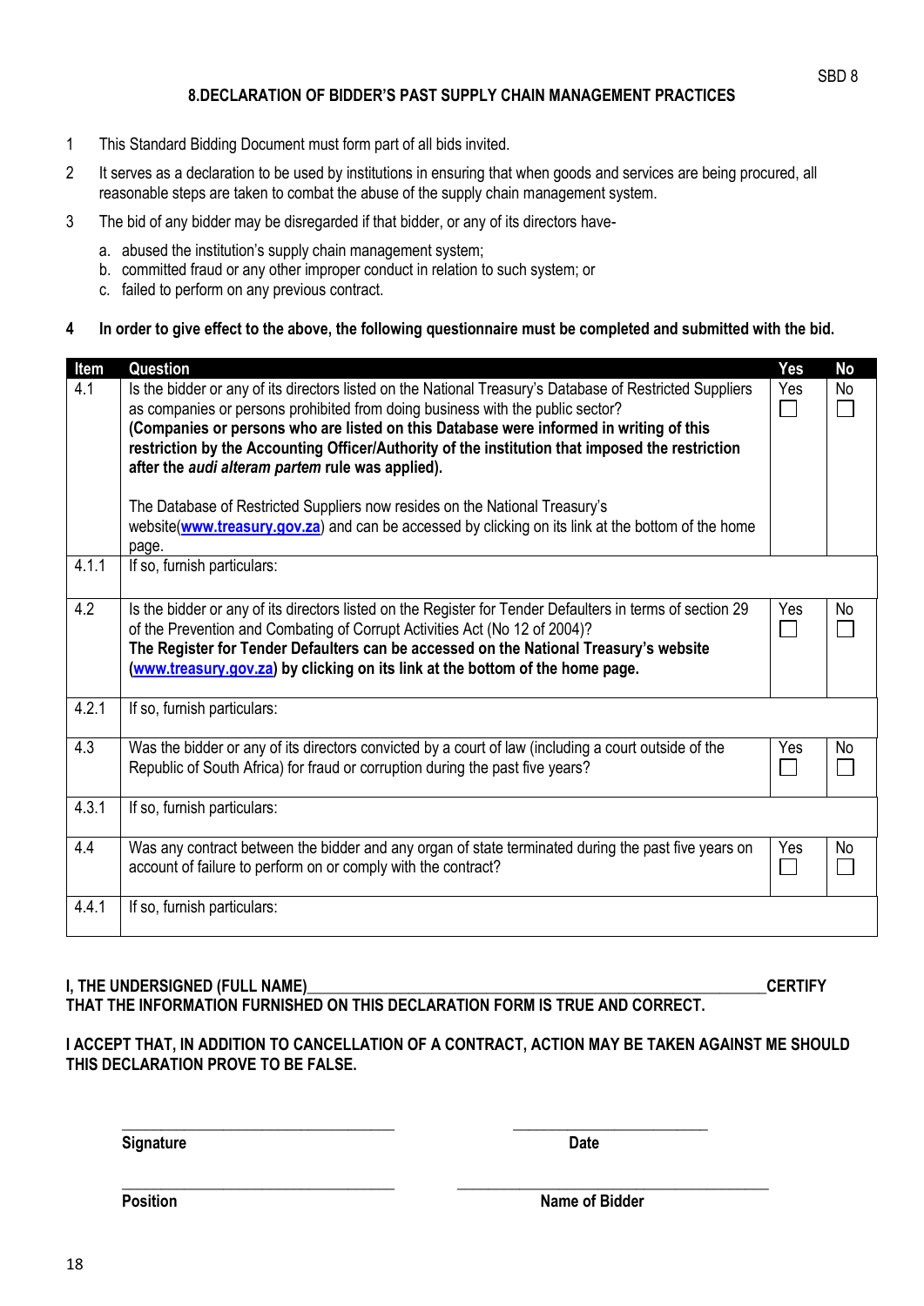SBD 8

## 8.DECLARATION OF BIDDER'S PAST SUPPLY CHAIN MANAGEMENT PRACTICES

1. This Standard Bidding Document must form part of all bids invited.
2. It serves as a declaration to be used by institutions in ensuring that when goods and services are being procured, all reasonable steps are taken to combat the abuse of the supply chain management system.
3. The bid of any bidder may be disregarded if that bidder, or any of its directors have-
   a. abused the institution's supply chain management system;
   b. committed fraud or any other improper conduct in relation to such system; or
   c. failed to perform on any previous contract.

**4 In order to give effect to the above, the following questionnaire must be completed and submitted with the bid.**

| Item | Question | Yes | No |
|---|---|---|---|
| 4.1 | Is the bidder or any of its directors listed on the National Treasury's Database of Restricted Suppliers as companies or persons prohibited from doing business with the public sector? **(Companies or persons who are listed on this Database were informed in writing of this restriction by the Accounting Officer/Authority of the institution that imposed the restriction after the *audi alteram partem* rule was applied).** The Database of Restricted Suppliers now resides on the National Treasury's website(**www.treasury.gov.za**) and can be accessed by clicking on its link at the bottom of the home page. | Yes ☐ | No ☐ |
| 4.1.1 | If so, furnish particulars: | | |
| 4.2 | Is the bidder or any of its directors listed on the Register for Tender Defaulters in terms of section 29 of the Prevention and Combating of Corrupt Activities Act (No 12 of 2004)? **The Register for Tender Defaulters can be accessed on the National Treasury's website (www.treasury.gov.za) by clicking on its link at the bottom of the home page.** | Yes ☐ | No ☐ |
| 4.2.1 | If so, furnish particulars: | | |
| 4.3 | Was the bidder or any of its directors convicted by a court of law (including a court outside of the Republic of South Africa) for fraud or corruption during the past five years? | Yes ☐ | No ☐ |
| 4.3.1 | If so, furnish particulars: | | |
| 4.4 | Was any contract between the bidder and any organ of state terminated during the past five years on account of failure to perform on or comply with the contract? | Yes ☐ | No ☐ |
| 4.4.1 | If so, furnish particulars: | | |

**I, THE UNDERSIGNED (FULL NAME)________________________________________________CERTIFY THAT THE INFORMATION FURNISHED ON THIS DECLARATION FORM IS TRUE AND CORRECT.**

**I ACCEPT THAT, IN ADDITION TO CANCELLATION OF A CONTRACT, ACTION MAY BE TAKEN AGAINST ME SHOULD THIS DECLARATION PROVE TO BE FALSE.**

______________________________ ______________________
**Signature** **Date**

______________________________ ______________________________
**Position** **Name of Bidder**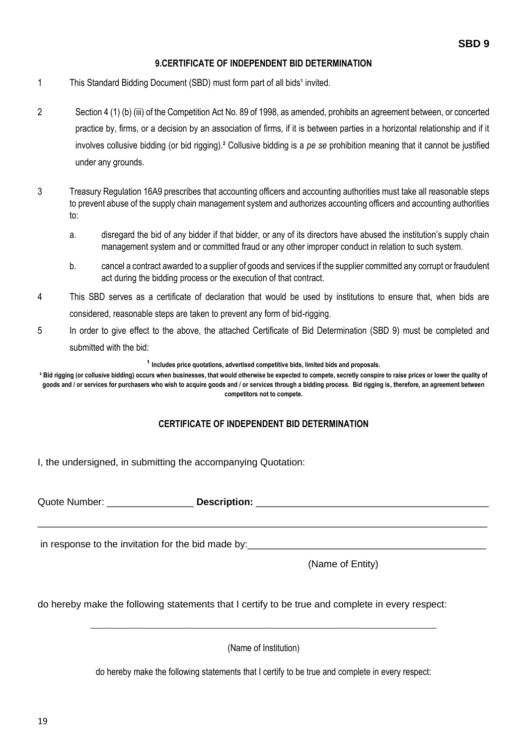**SBD 9**

## 9.CERTIFICATE OF INDEPENDENT BID DETERMINATION

1 This Standard Bidding Document (SBD) must form part of all bids[1] invited.

2 Section 4 (1) (b) (iii) of the Competition Act No. 89 of 1998, as amended, prohibits an agreement between, or concerted practice by, firms, or a decision by an association of firms, if it is between parties in a horizontal relationship and if it involves collusive bidding (or bid rigging).[2] Collusive bidding is a *pe se* prohibition meaning that it cannot be justified under any grounds.

3 Treasury Regulation 16A9 prescribes that accounting officers and accounting authorities must take all reasonable steps to prevent abuse of the supply chain management system and authorizes accounting officers and accounting authorities to:

   a. disregard the bid of any bidder if that bidder, or any of its directors have abused the institution's supply chain management system and or committed fraud or any other improper conduct in relation to such system.

   b. cancel a contract awarded to a supplier of goods and services if the supplier committed any corrupt or fraudulent act during the bidding process or the execution of that contract.

4 This SBD serves as a certificate of declaration that would be used by institutions to ensure that, when bids are considered, reasonable steps are taken to prevent any form of bid-rigging.

5 In order to give effect to the above, the attached Certificate of Bid Determination (SBD 9) must be completed and submitted with the bid:

**[1] Includes price quotations, advertised competitive bids, limited bids and proposals.**

**[2] Bid rigging (or collusive bidding) occurs when businesses, that would otherwise be expected to compete, secretly conspire to raise prices or lower the quality of goods and / or services for purchasers who wish to acquire goods and / or services through a bidding process. Bid rigging is, therefore, an agreement between competitors not to compete.**

## CERTIFICATE OF INDEPENDENT BID DETERMINATION

I, the undersigned, in submitting the accompanying Quotation:

Quote Number: ________________ **Description:** ___________________________________________

_____________________________________________________________________________________

in response to the invitation for the bid made by:_____________________________________________

(Name of Entity)

do hereby make the following statements that I certify to be true and complete in every respect:

_____________________________________________________________________

(Name of Institution)

do hereby make the following statements that I certify to be true and complete in every respect: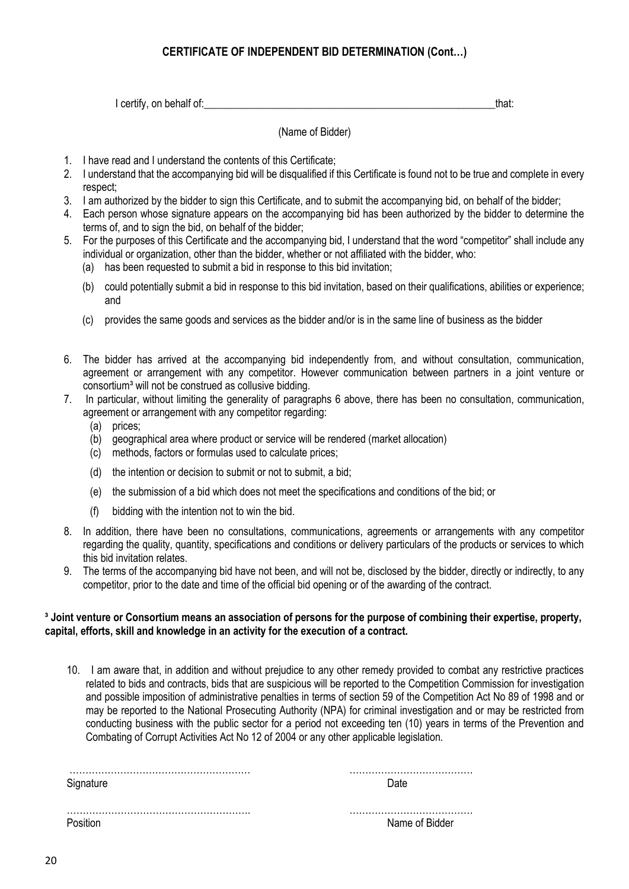## CERTIFICATE OF INDEPENDENT BID DETERMINATION (Cont…)

I certify, on behalf of:\_\_\_\_\_\_\_\_\_\_\_\_\_\_\_\_\_\_\_\_\_\_\_\_\_\_\_\_\_\_\_\_\_\_\_\_\_\_\_\_\_\_\_\_\_\_\_\_\_\_\_\_\_\_\_\_\_that:

(Name of Bidder)

1. I have read and I understand the contents of this Certificate;
2. I understand that the accompanying bid will be disqualified if this Certificate is found not to be true and complete in every respect;
3. I am authorized by the bidder to sign this Certificate, and to submit the accompanying bid, on behalf of the bidder;
4. Each person whose signature appears on the accompanying bid has been authorized by the bidder to determine the terms of, and to sign the bid, on behalf of the bidder;
5. For the purposes of this Certificate and the accompanying bid, I understand that the word "competitor" shall include any individual or organization, other than the bidder, whether or not affiliated with the bidder, who:
   (a) has been requested to submit a bid in response to this bid invitation;
   (b) could potentially submit a bid in response to this bid invitation, based on their qualifications, abilities or experience; and
   (c) provides the same goods and services as the bidder and/or is in the same line of business as the bidder
6. The bidder has arrived at the accompanying bid independently from, and without consultation, communication, agreement or arrangement with any competitor. However communication between partners in a joint venture or consortium[3] will not be construed as collusive bidding.
7. In particular, without limiting the generality of paragraphs 6 above, there has been no consultation, communication, agreement or arrangement with any competitor regarding:
   (a) prices;
   (b) geographical area where product or service will be rendered (market allocation)
   (c) methods, factors or formulas used to calculate prices;
   (d) the intention or decision to submit or not to submit, a bid;
   (e) the submission of a bid which does not meet the specifications and conditions of the bid; or
   (f) bidding with the intention not to win the bid.
8. In addition, there have been no consultations, communications, agreements or arrangements with any competitor regarding the quality, quantity, specifications and conditions or delivery particulars of the products or services to which this bid invitation relates.
9. The terms of the accompanying bid have not been, and will not be, disclosed by the bidder, directly or indirectly, to any competitor, prior to the date and time of the official bid opening or of the awarding of the contract.

**[3] Joint venture or Consortium means an association of persons for the purpose of combining their expertise, property, capital, efforts, skill and knowledge in an activity for the execution of a contract.**

10. I am aware that, in addition and without prejudice to any other remedy provided to combat any restrictive practices related to bids and contracts, bids that are suspicious will be reported to the Competition Commission for investigation and possible imposition of administrative penalties in terms of section 59 of the Competition Act No 89 of 1998 and or may be reported to the National Prosecuting Authority (NPA) for criminal investigation and or may be restricted from conducting business with the public sector for a period not exceeding ten (10) years in terms of the Prevention and Combating of Corrupt Activities Act No 12 of 2004 or any other applicable legislation.

………………………………………………… ………………………………… 
Signature Date

………………………………………………….. ………………………………… 
Position Name of Bidder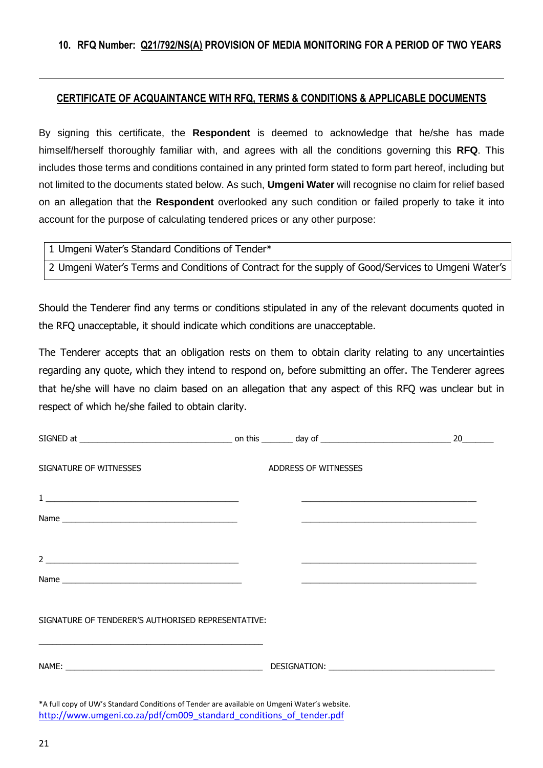## 10. RFQ Number: Q21/792/NS(A) PROVISION OF MEDIA MONITORING FOR A PERIOD OF TWO YEARS

---

### CERTIFICATE OF ACQUAINTANCE WITH RFQ, TERMS & CONDITIONS & APPLICABLE DOCUMENTS

By signing this certificate, the **Respondent** is deemed to acknowledge that he/she has made himself/herself thoroughly familiar with, and agrees with all the conditions governing this **RFQ**. This includes those terms and conditions contained in any printed form stated to form part hereof, including but not limited to the documents stated below. As such, **Umgeni Water** will recognise no claim for relief based on an allegation that the **Respondent** overlooked any such condition or failed properly to take it into account for the purpose of calculating tendered prices or any other purpose:

| |
|---|
| 1 Umgeni Water's Standard Conditions of Tender* |
| 2 Umgeni Water's Terms and Conditions of Contract for the supply of Good/Services to Umgeni Water's |

Should the Tenderer find any terms or conditions stipulated in any of the relevant documents quoted in the RFQ unacceptable, it should indicate which conditions are unacceptable.

The Tenderer accepts that an obligation rests on them to obtain clarity relating to any uncertainties regarding any quote, which they intend to respond on, before submitting an offer. The Tenderer agrees that he/she will have no claim based on an allegation that any aspect of this RFQ was unclear but in respect of which he/she failed to obtain clarity.

SIGNED at ________________________________ on this _______ day of ____________________________ 20_______

SIGNATURE OF WITNESSES ADDRESS OF WITNESSES

1 ________________________________________ ________________________________________

Name _____________________________________ ________________________________________

2 ________________________________________ ________________________________________

Name _____________________________________ ________________________________________

SIGNATURE OF TENDERER'S AUTHORISED REPRESENTATIVE:

__________________________________________________

NAME: ________________________________________ DESIGNATION: ____________________________________

*A full copy of UW's Standard Conditions of Tender are available on Umgeni Water's website.
http://www.umgeni.co.za/pdf/cm009_standard_conditions_of_tender.pdf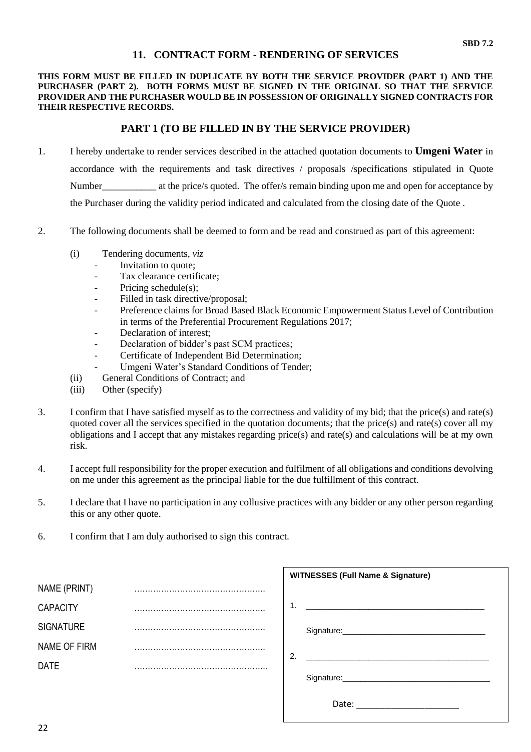SBD 7.2

## 11. CONTRACT FORM - RENDERING OF SERVICES

**THIS FORM MUST BE FILLED IN DUPLICATE BY BOTH THE SERVICE PROVIDER (PART 1) AND THE PURCHASER (PART 2). BOTH FORMS MUST BE SIGNED IN THE ORIGINAL SO THAT THE SERVICE PROVIDER AND THE PURCHASER WOULD BE IN POSSESSION OF ORIGINALLY SIGNED CONTRACTS FOR THEIR RESPECTIVE RECORDS.**

### PART 1 (TO BE FILLED IN BY THE SERVICE PROVIDER)

1. I hereby undertake to render services described in the attached quotation documents to **Umgeni Water** in accordance with the requirements and task directives / proposals /specifications stipulated in Quote Number___________ at the price/s quoted. The offer/s remain binding upon me and open for acceptance by the Purchaser during the validity period indicated and calculated from the closing date of the Quote .

2. The following documents shall be deemed to form and be read and construed as part of this agreement:
   - (i) Tendering documents, *viz*
     - Invitation to quote;
     - Tax clearance certificate;
     - Pricing schedule(s);
     - Filled in task directive/proposal;
     - Preference claims for Broad Based Black Economic Empowerment Status Level of Contribution in terms of the Preferential Procurement Regulations 2017;
     - Declaration of interest;
     - Declaration of bidder's past SCM practices;
     - Certificate of Independent Bid Determination;
     - Umgeni Water's Standard Conditions of Tender;
   - (ii) General Conditions of Contract; and
   - (iii) Other (specify)

3. I confirm that I have satisfied myself as to the correctness and validity of my bid; that the price(s) and rate(s) quoted cover all the services specified in the quotation documents; that the price(s) and rate(s) cover all my obligations and I accept that any mistakes regarding price(s) and rate(s) and calculations will be at my own risk.

4. I accept full responsibility for the proper execution and fulfilment of all obligations and conditions devolving on me under this agreement as the principal liable for the due fulfillment of this contract.

5. I declare that I have no participation in any collusive practices with any bidder or any other person regarding this or any other quote.

6. I confirm that I am duly authorised to sign this contract.

NAME (PRINT) ………………………………………….

CAPACITY ………………………………………….

SIGNATURE ………………………………………….

NAME OF FIRM ………………………………………….

DATE …………………………………………..

**WITNESSES (Full Name & Signature)**

1. ______________________________________

   Signature:_______________________________

2. ________________________________________

   Signature:________________________________

   Date: _____________________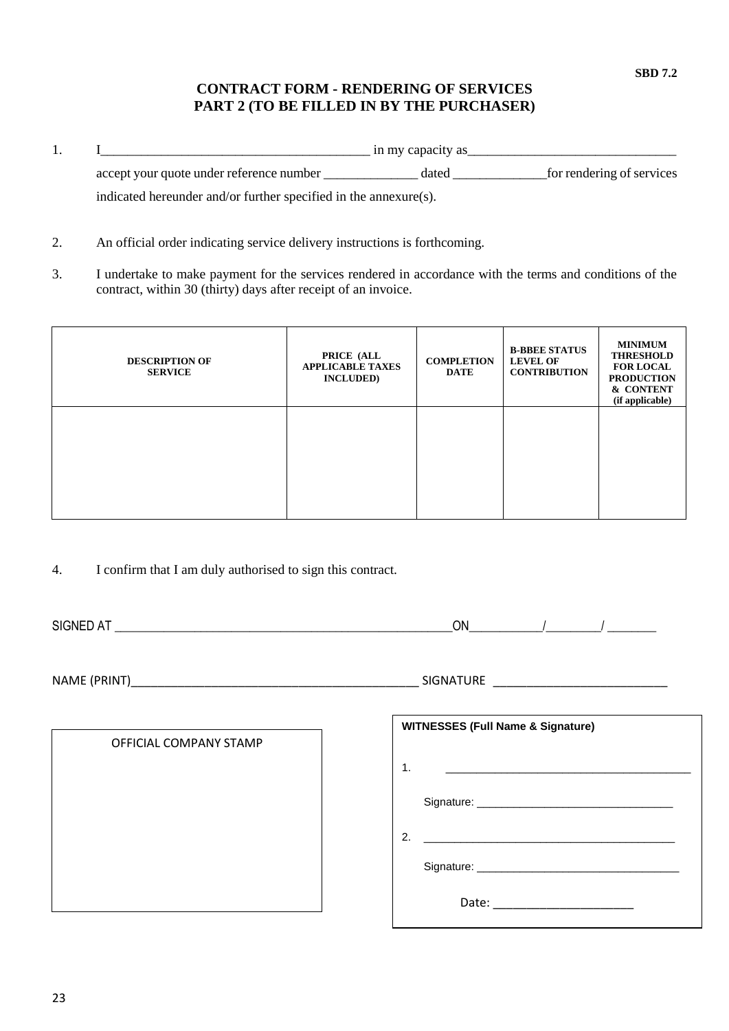SBD 7.2

# CONTRACT FORM - RENDERING OF SERVICES
## PART 2 (TO BE FILLED IN BY THE PURCHASER)

1. I_______________________________________ in my capacity as_______________________________ accept your quote under reference number ______________ dated ______________for rendering of services indicated hereunder and/or further specified in the annexure(s).

2. An official order indicating service delivery instructions is forthcoming.

3. I undertake to make payment for the services rendered in accordance with the terms and conditions of the contract, within 30 (thirty) days after receipt of an invoice.

| DESCRIPTION OF SERVICE | PRICE (ALL APPLICABLE TAXES INCLUDED) | COMPLETION DATE | B-BBEE STATUS LEVEL OF CONTRIBUTION | MINIMUM THRESHOLD FOR LOCAL PRODUCTION & CONTENT (if applicable) |
|---|---|---|---|---|
| | | | | |

4. I confirm that I am duly authorised to sign this contract.

SIGNED AT _______________________________________________________ON___________/________/ _______

NAME (PRINT)_____________________________________________ SIGNATURE __________________________

OFFICIAL COMPANY STAMP

**WITNESSES (Full Name & Signature)**

1. _______________________________________

Signature: ________________________________

2. _________________________________________

Signature: _________________________________

Date: ______________________